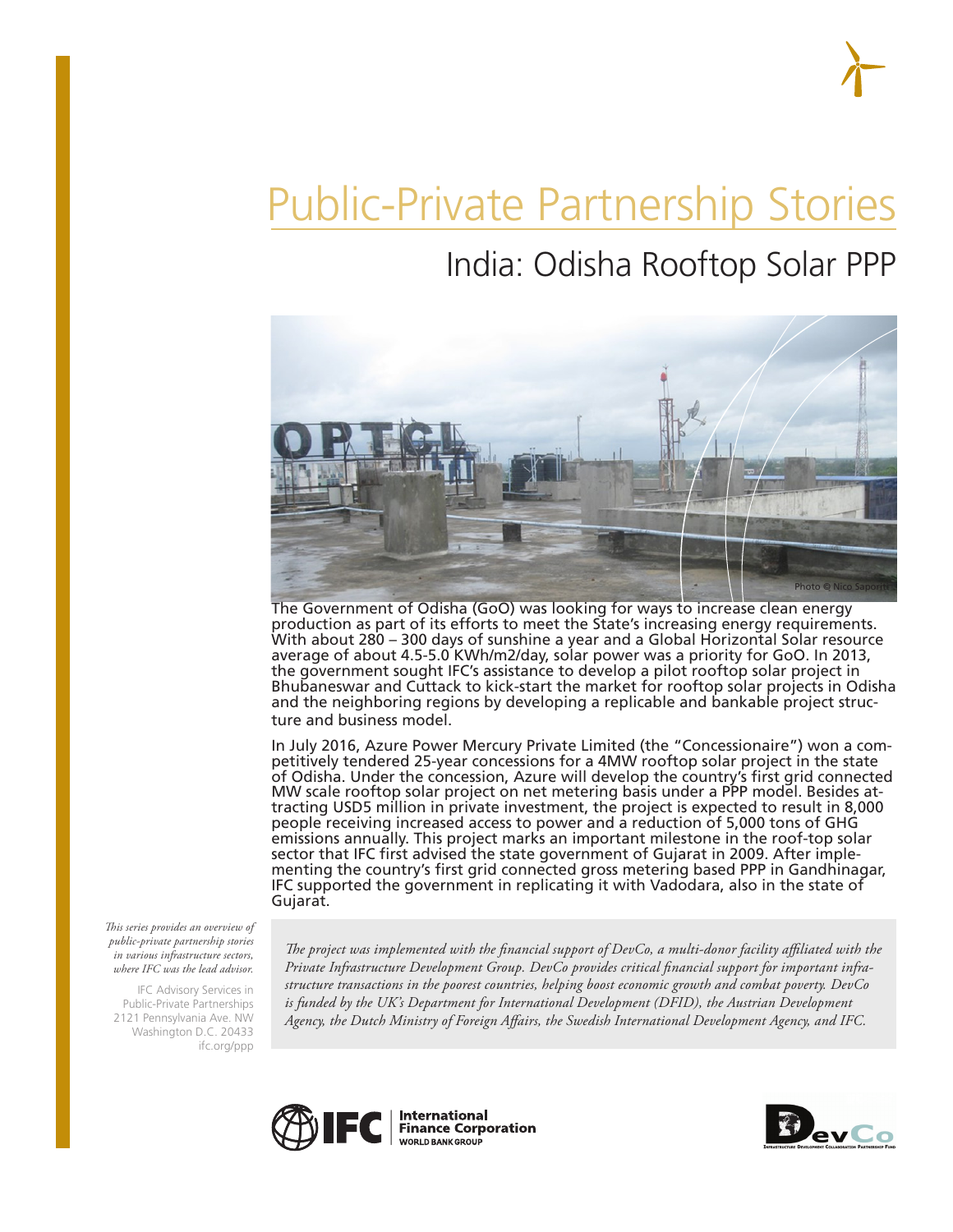# Public-Private Partnership Stories

## India: Odisha Rooftop Solar PPP

Photo © Nico Saporiti

The Government of Odisha (GoO) was looking for ways to increase clean energy production as part of its efforts to meet the State's increasing energy requirements. With about 280 – 300 days of sunshine a year and a Global Horizontal Solar resource average of about 4.5-5.0 KWh/m2/day, solar power was a priority for GoO. In 2013, the government sought IFC's assistance to develop a pilot rooftop solar project in Bhubaneswar and Cuttack to kick-start the market for rooftop solar projects in Odisha and the neighboring regions by developing a replicable and bankable project structure and business model.

In July 2016, Azure Power Mercury Private Limited (the "Concessionaire") won a competitively tendered 25-year concessions for a 4MW rooftop solar project in the state of Odisha. Under the concession, Azure will develop the country's first grid connected MW scale rooftop solar project on net metering basis under a PPP model. Besides attracting USD5 million in private investment, the project is expected to result in 8,000 people receiving increased access to power and a reduction of 5,000 tons of GHG emissions annually. This project marks an important milestone in the roof-top solar sector that IFC first advised the state government of Gujarat in 2009. After implementing the country's first grid connected gross metering based PPP in Gandhinagar, IFC supported the government in replicating it with Vadodara, also in the state of Gujarat.

*This series provides an overview of public-private partnership stories in various infrastructure sectors, where IFC was the lead advisor.*

IFC Advisory Services in Public-Private Partnerships
2121 Pennsylvania Ave. NW
Washington D.C. 20433
ifc.org/ppp

*The project was implemented with the financial support of DevCo, a multi-donor facility affiliated with the Private Infrastructure Development Group. DevCo provides critical financial support for important infrastructure transactions in the poorest countries, helping boost economic growth and combat poverty. DevCo is funded by the UK's Department for International Development (DFID), the Austrian Development Agency, the Dutch Ministry of Foreign Affairs, the Swedish International Development Agency, and IFC.*

IFC | International Finance Corporation | WORLD BANK GROUP

DevCo — Infrastructure Development Collaboration Partnership Fund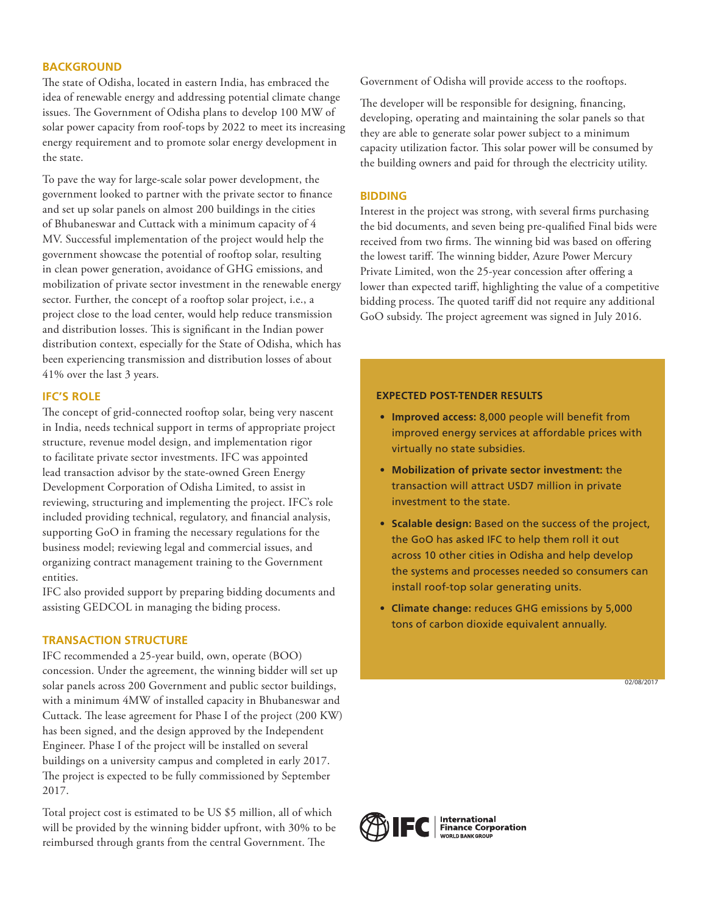## BACKGROUND

The state of Odisha, located in eastern India, has embraced the idea of renewable energy and addressing potential climate change issues. The Government of Odisha plans to develop 100 MW of solar power capacity from roof-tops by 2022 to meet its increasing energy requirement and to promote solar energy development in the state.

To pave the way for large-scale solar power development, the government looked to partner with the private sector to finance and set up solar panels on almost 200 buildings in the cities of Bhubaneswar and Cuttack with a minimum capacity of 4 MV. Successful implementation of the project would help the government showcase the potential of rooftop solar, resulting in clean power generation, avoidance of GHG emissions, and mobilization of private sector investment in the renewable energy sector. Further, the concept of a rooftop solar project, i.e., a project close to the load center, would help reduce transmission and distribution losses. This is significant in the Indian power distribution context, especially for the State of Odisha, which has been experiencing transmission and distribution losses of about 41% over the last 3 years.

## IFC'S ROLE

The concept of grid-connected rooftop solar, being very nascent in India, needs technical support in terms of appropriate project structure, revenue model design, and implementation rigor to facilitate private sector investments. IFC was appointed lead transaction advisor by the state-owned Green Energy Development Corporation of Odisha Limited, to assist in reviewing, structuring and implementing the project. IFC's role included providing technical, regulatory, and financial analysis, supporting GoO in framing the necessary regulations for the business model; reviewing legal and commercial issues, and organizing contract management training to the Government entities.

IFC also provided support by preparing bidding documents and assisting GEDCOL in managing the biding process.

## TRANSACTION STRUCTURE

IFC recommended a 25-year build, own, operate (BOO) concession. Under the agreement, the winning bidder will set up solar panels across 200 Government and public sector buildings, with a minimum 4MW of installed capacity in Bhubaneswar and Cuttack. The lease agreement for Phase I of the project (200 KW) has been signed, and the design approved by the Independent Engineer. Phase I of the project will be installed on several buildings on a university campus and completed in early 2017. The project is expected to be fully commissioned by September 2017.

Total project cost is estimated to be US $5 million, all of which will be provided by the winning bidder upfront, with 30% to be reimbursed through grants from the central Government. The Government of Odisha will provide access to the rooftops.

The developer will be responsible for designing, financing, developing, operating and maintaining the solar panels so that they are able to generate solar power subject to a minimum capacity utilization factor. This solar power will be consumed by the building owners and paid for through the electricity utility.

## BIDDING

Interest in the project was strong, with several firms purchasing the bid documents, and seven being pre-qualified Final bids were received from two firms. The winning bid was based on offering the lowest tariff. The winning bidder, Azure Power Mercury Private Limited, won the 25-year concession after offering a lower than expected tariff, highlighting the value of a competitive bidding process. The quoted tariff did not require any additional GoO subsidy. The project agreement was signed in July 2016.

### EXPECTED POST-TENDER RESULTS

- **Improved access:** 8,000 people will benefit from improved energy services at affordable prices with virtually no state subsidies.
- **Mobilization of private sector investment:** the transaction will attract USD7 million in private investment to the state.
- **Scalable design:** Based on the success of the project, the GoO has asked IFC to help them roll it out across 10 other cities in Odisha and help develop the systems and processes needed so consumers can install roof-top solar generating units.
- **Climate change:** reduces GHG emissions by 5,000 tons of carbon dioxide equivalent annually.

02/08/2017

International Finance Corporation
WORLD BANK GROUP